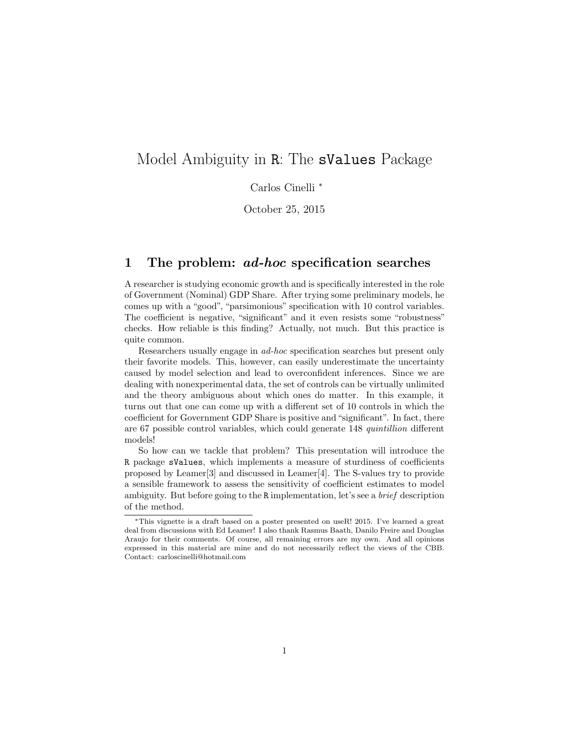# Model Ambiguity in `R`: The `sValues` Package

Carlos Cinelli *

October 25, 2015

## 1 The problem: *ad-hoc* specification searches

A researcher is studying economic growth and is specifically interested in the role of Government (Nominal) GDP Share. After trying some preliminary models, he comes up with a "good", "parsimonious" specification with 10 control variables. The coefficient is negative, "significant" and it even resists some "robustness" checks. How reliable is this finding? Actually, not much. But this practice is quite common.

Researchers usually engage in *ad-hoc* specification searches but present only their favorite models. This, however, can easily underestimate the uncertainty caused by model selection and lead to overconfident inferences. Since we are dealing with nonexperimental data, the set of controls can be virtually unlimited and the theory ambiguous about which ones do matter. In this example, it turns out that one can come up with a different set of 10 controls in which the coefficient for Government GDP Share is positive and "significant". In fact, there are 67 possible control variables, which could generate 148 *quintillion* different models!

So how can we tackle that problem? This presentation will introduce the `R` package `sValues`, which implements a measure of sturdiness of coefficients proposed by Leamer[3] and discussed in Leamer[4]. The S-values try to provide a sensible framework to assess the sensitivity of coefficient estimates to model ambiguity. But before going to the `R` implementation, let's see a *brief* description of the method.

*This vignette is a draft based on a poster presented on useR! 2015. I've learned a great deal from discussions with Ed Leamer! I also thank Rasmus Baath, Danilo Freire and Douglas Araujo for their comments. Of course, all remaining errors are my own. And all opinions expressed in this material are mine and do not necessarily reflect the views of the CBB. Contact: carloscinelli@hotmail.com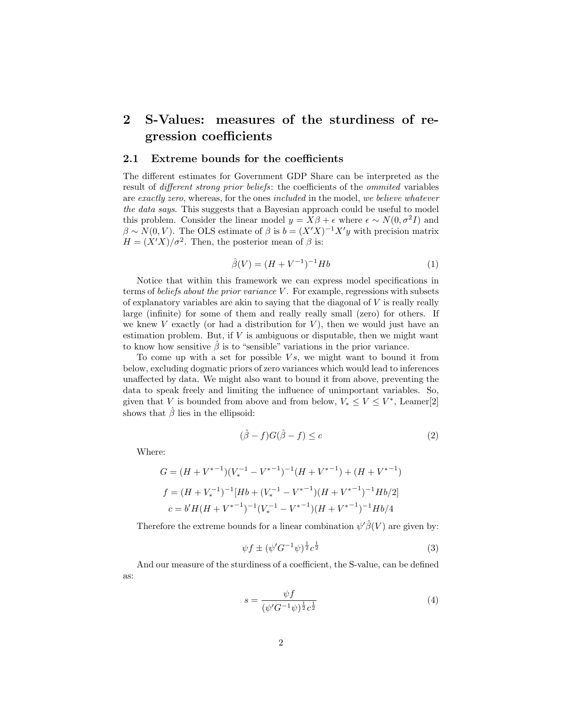## 2 S-Values: measures of the sturdiness of regression coefficients

### 2.1 Extreme bounds for the coefficients

The different estimates for Government GDP Share can be interpreted as the result of *different strong prior beliefs*: the coefficients of the *ommited* variables are *exactly zero*, whereas, for the ones *included* in the model, *we believe whatever the data says*. This suggests that a Bayesian approach could be useful to model this problem. Consider the linear model $y = X\beta + \epsilon$ where $\epsilon \sim N(0, \sigma^2 I)$ and $\beta \sim N(0, V)$. The OLS estimate of $\beta$ is $b = (X'X)^{-1}X'y$ with precision matrix $H = (X'X)/\sigma^2$. Then, the posterior mean of $\beta$ is:

$$\hat{\beta}(V) = (H + V^{-1})^{-1}Hb \tag{1}$$

Notice that within this framework we can express model specifications in terms of *beliefs about the prior variance* $V$. For example, regressions with subsets of explanatory variables are akin to saying that the diagonal of $V$ is really really large (infinite) for some of them and really really small (zero) for others. If we knew $V$ exactly (or had a distribution for $V$), then we would just have an estimation problem. But, if $V$ is ambiguous or disputable, then we might want to know how sensitive $\hat{\beta}$ is to "sensible" variations in the prior variance.

To come up with a set for possible $V$s, we might want to bound it from below, excluding dogmatic priors of zero variances which would lead to inferences unaffected by data. We might also want to bound it from above, preventing the data to speak freely and limiting the influence of unimportant variables. So, given that $V$ is bounded from above and from below, $V_* \leq V \leq V^*$, Leamer[2] shows that $\hat{\beta}$ lies in the ellipsoid:

$$(\hat{\beta} - f)G(\hat{\beta} - f) \leq c \tag{2}$$

Where:

$$G = (H + {V^*}^{-1})(V_*^{-1} - {V^*}^{-1})^{-1}(H + {V^*}^{-1}) + (H + {V^*}^{-1})$$

$$f = (H + V_*^{-1})^{-1}[Hb + (V_*^{-1} - {V^*}^{-1})(H + {V^*}^{-1})^{-1}Hb/2]$$

$$c = b'H(H + {V^*}^{-1})^{-1}(V_*^{-1} - {V^*}^{-1})(H + {V^*}^{-1})^{-1}Hb/4$$

Therefore the extreme bounds for a linear combination $\psi'\hat{\beta}(V)$ are given by:

$$\psi f \pm (\psi' G^{-1}\psi)^{\frac{1}{2}} c^{\frac{1}{2}} \tag{3}$$

And our measure of the sturdiness of a coefficient, the S-value, can be defined as:

$$s = \frac{\psi f}{(\psi' G^{-1}\psi)^{\frac{1}{2}} c^{\frac{1}{2}}} \tag{4}$$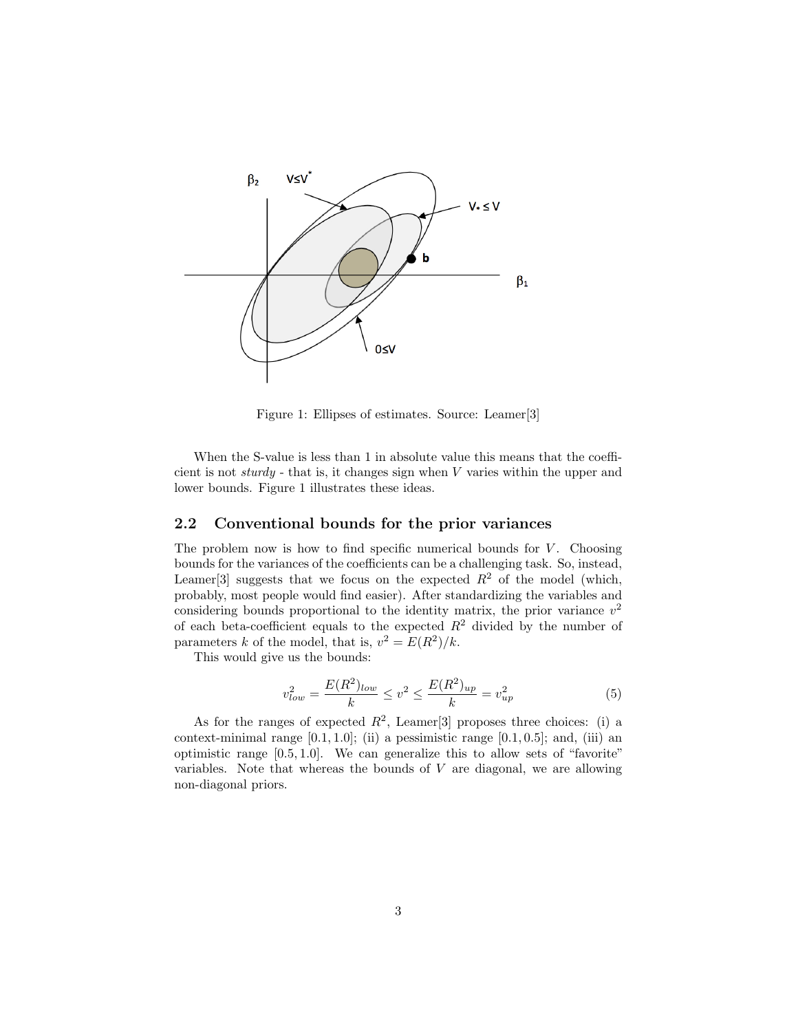Figure 1: Ellipses of estimates. Source: Leamer[3]

When the S-value is less than 1 in absolute value this means that the coefficient is not *sturdy* - that is, it changes sign when $V$ varies within the upper and lower bounds. Figure 1 illustrates these ideas.

### 2.2 Conventional bounds for the prior variances

The problem now is how to find specific numerical bounds for $V$. Choosing bounds for the variances of the coefficients can be a challenging task. So, instead, Leamer[3] suggests that we focus on the expected $R^2$ of the model (which, probably, most people would find easier). After standardizing the variables and considering bounds proportional to the identity matrix, the prior variance $v^2$ of each beta-coefficient equals to the expected $R^2$ divided by the number of parameters $k$ of the model, that is, $v^2 = E(R^2)/k$.

This would give us the bounds:

$$v_{low}^2 = \frac{E(R^2)_{low}}{k} \leq v^2 \leq \frac{E(R^2)_{up}}{k} = v_{up}^2 \tag{5}$$

As for the ranges of expected $R^2$, Leamer[3] proposes three choices: (i) a context-minimal range $[0.1, 1.0]$; (ii) a pessimistic range $[0.1, 0.5]$; and, (iii) an optimistic range $[0.5, 1.0]$. We can generalize this to allow sets of "favorite" variables. Note that whereas the bounds of $V$ are diagonal, we are allowing non-diagonal priors.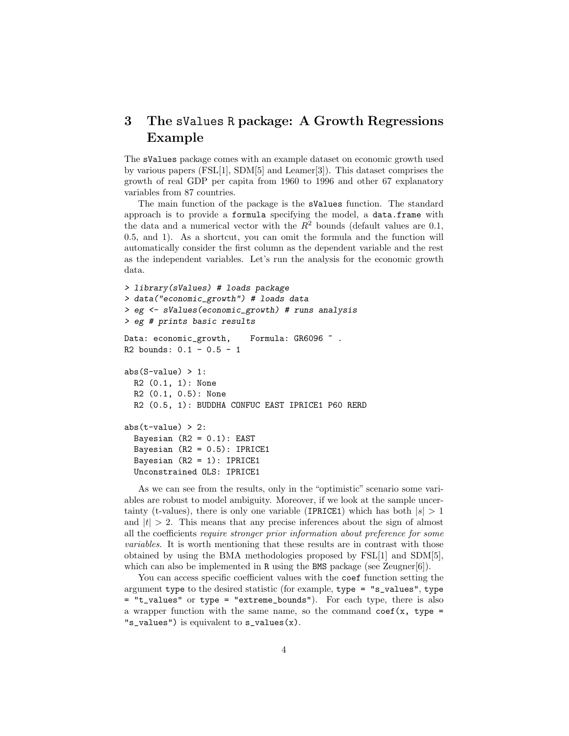# 3 The sValues R package: A Growth Regressions Example

The sValues package comes with an example dataset on economic growth used by various papers (FSL[1], SDM[5] and Leamer[3]). This dataset comprises the growth of real GDP per capita from 1960 to 1996 and other 67 explanatory variables from 87 countries.

The main function of the package is the sValues function. The standard approach is to provide a formula specifying the model, a data.frame with the data and a numerical vector with the $R^2$ bounds (default values are 0.1, 0.5, and 1). As a shortcut, you can omit the formula and the function will automatically consider the first column as the dependent variable and the rest as the independent variables. Let's run the analysis for the economic growth data.

```
> library(sValues) # loads package
> data("economic_growth") # loads data
> eg <- sValues(economic_growth) # runs analysis
> eg # prints basic results

Data: economic_growth,    Formula: GR6096 ~ .
R2 bounds: 0.1 - 0.5 - 1

abs(S-value) > 1:
  R2 (0.1, 1): None
  R2 (0.1, 0.5): None
  R2 (0.5, 1): BUDDHA CONFUC EAST IPRICE1 P60 RERD

abs(t-value) > 2:
  Bayesian (R2 = 0.1): EAST
  Bayesian (R2 = 0.5): IPRICE1
  Bayesian (R2 = 1): IPRICE1
  Unconstrained OLS: IPRICE1
```

As we can see from the results, only in the "optimistic" scenario some variables are robust to model ambiguity. Moreover, if we look at the sample uncertainty (t-values), there is only one variable (IPRICE1) which has both $|s| > 1$ and $|t| > 2$. This means that any precise inferences about the sign of almost all the coefficients *require stronger prior information about preference for some variables*. It is worth mentioning that these results are in contrast with those obtained by using the BMA methodologies proposed by FSL[1] and SDM[5], which can also be implemented in R using the BMS package (see Zeugner[6]).

You can access specific coefficient values with the coef function setting the argument type to the desired statistic (for example, type = "s_values", type = "t_values" or type = "extreme_bounds"). For each type, there is also a wrapper function with the same name, so the command coef(x, type = "s_values") is equivalent to s_values(x).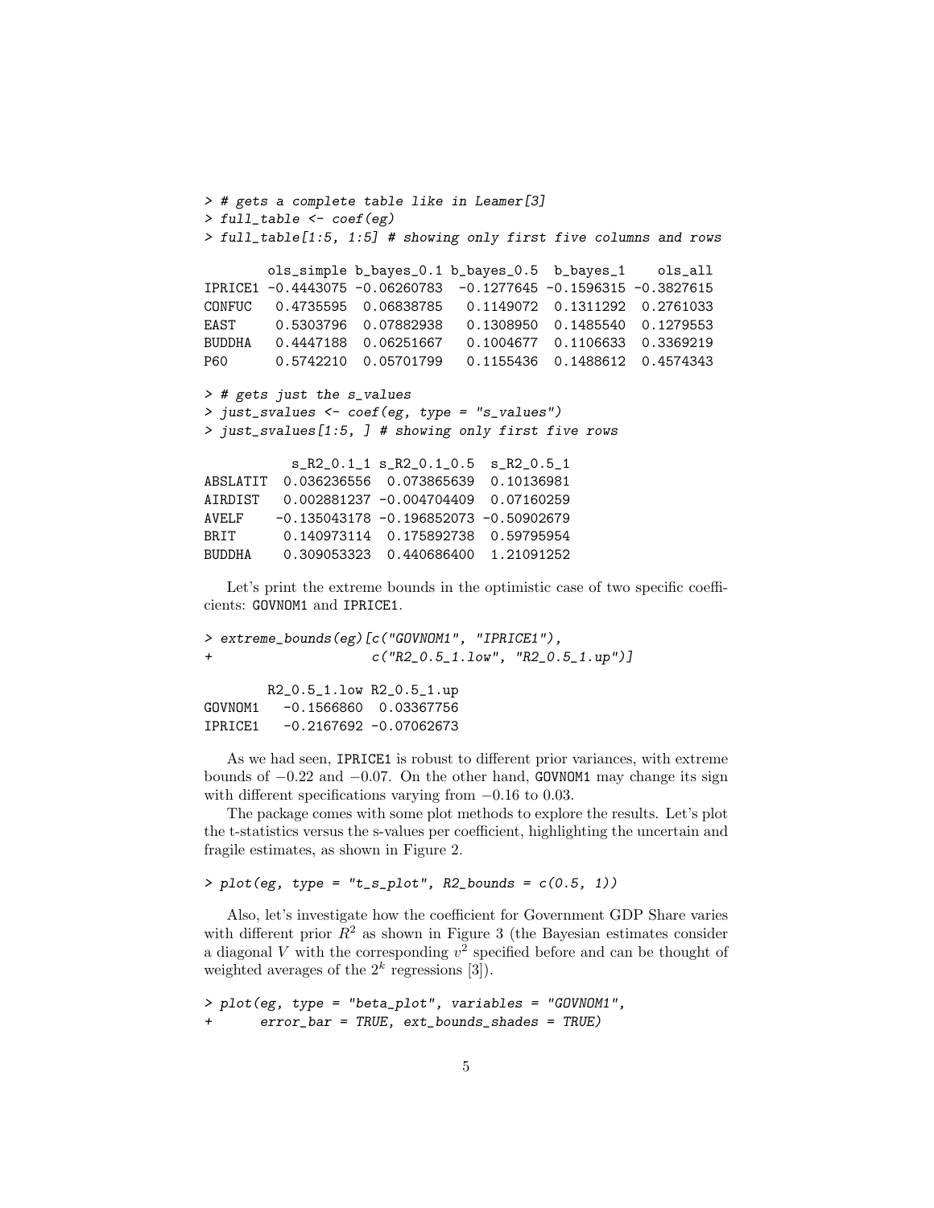```
> # gets a complete table like in Leamer[3]
> full_table <- coef(eg)
> full_table[1:5, 1:5] # showing only first five columns and rows

        ols_simple b_bayes_0.1 b_bayes_0.5  b_bayes_1    ols_all
IPRICE1 -0.4443075 -0.06260783  -0.1277645 -0.1596315 -0.3827615
CONFUC   0.4735595  0.06838785   0.1149072  0.1311292  0.2761033
EAST     0.5303796  0.07882938   0.1308950  0.1485540  0.1279553
BUDDHA   0.4447188  0.06251667   0.1004677  0.1106633  0.3369219
P60      0.5742210  0.05701799   0.1155436  0.1488612  0.4574343

> # gets just the s_values
> just_svalues <- coef(eg, type = "s_values")
> just_svalues[1:5, ] # showing only first five rows

            s_R2_0.1_1 s_R2_0.1_0.5  s_R2_0.5_1
ABSLATIT  0.036236556  0.073865639  0.10136981
AIRDIST   0.002881237 -0.004704409  0.07160259
AVELF    -0.135043178 -0.196852073 -0.50902679
BRIT      0.140973114  0.175892738  0.59795954
BUDDHA    0.309053323  0.440686400  1.21091252
```

Let's print the extreme bounds in the optimistic case of two specific coefficients: GOVNOM1 and IPRICE1.

```
> extreme_bounds(eg)[c("GOVNOM1", "IPRICE1"),
+                    c("R2_0.5_1.low", "R2_0.5_1.up")]

        R2_0.5_1.low R2_0.5_1.up
GOVNOM1   -0.1566860  0.03367756
IPRICE1   -0.2167692 -0.07062673
```

As we had seen, IPRICE1 is robust to different prior variances, with extreme bounds of $-0.22$ and $-0.07$. On the other hand, GOVNOM1 may change its sign with different specifications varying from $-0.16$ to $0.03$.

The package comes with some plot methods to explore the results. Let's plot the t-statistics versus the s-values per coefficient, highlighting the uncertain and fragile estimates, as shown in Figure 2.

```
> plot(eg, type = "t_s_plot", R2_bounds = c(0.5, 1))
```

Also, let's investigate how the coefficient for Government GDP Share varies with different prior $R^2$ as shown in Figure 3 (the Bayesian estimates consider a diagonal $V$ with the corresponding $v^2$ specified before and can be thought of weighted averages of the $2^k$ regressions [3]).

```
> plot(eg, type = "beta_plot", variables = "GOVNOM1",
+      error_bar = TRUE, ext_bounds_shades = TRUE)
```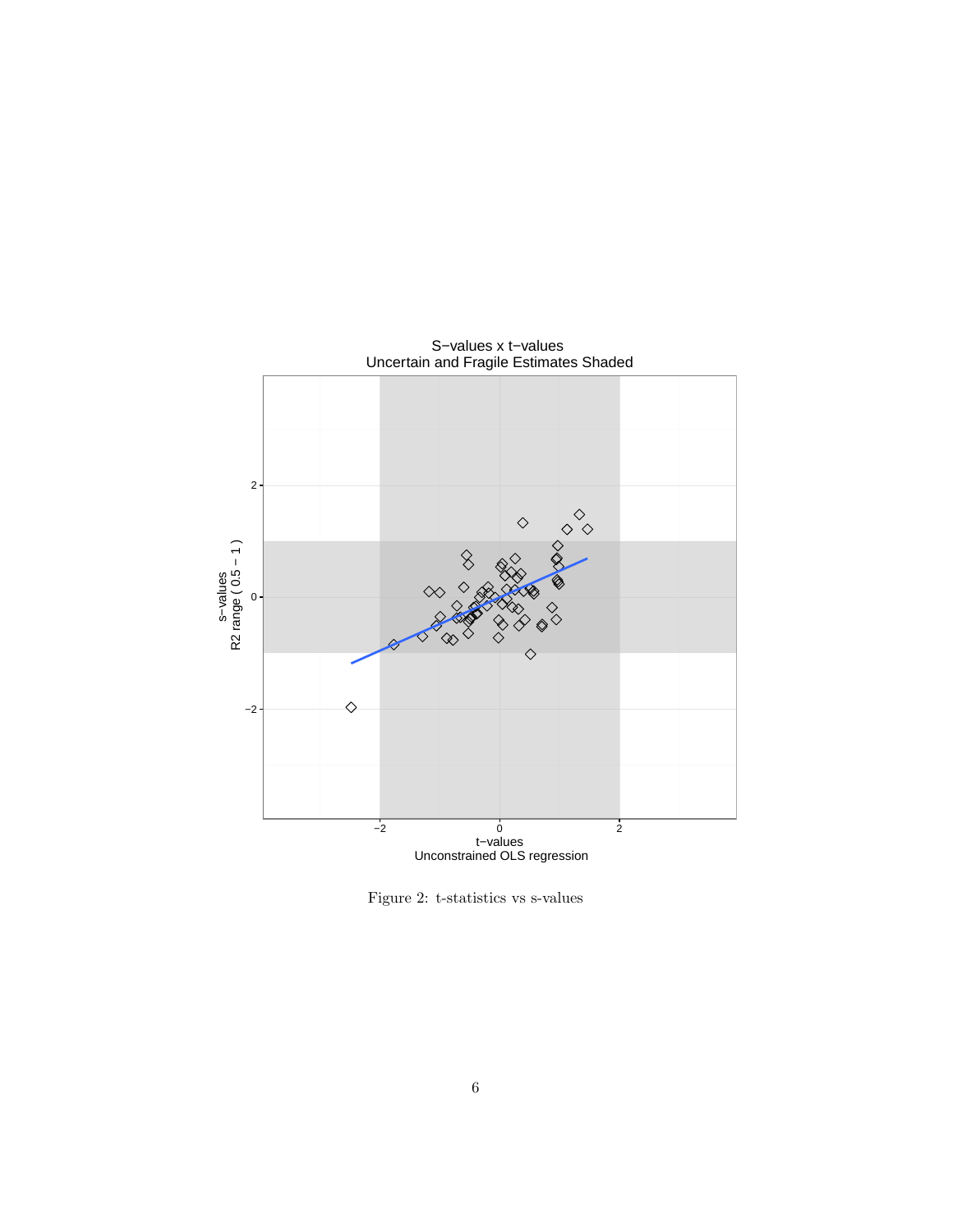Figure 2: t-statistics vs s-values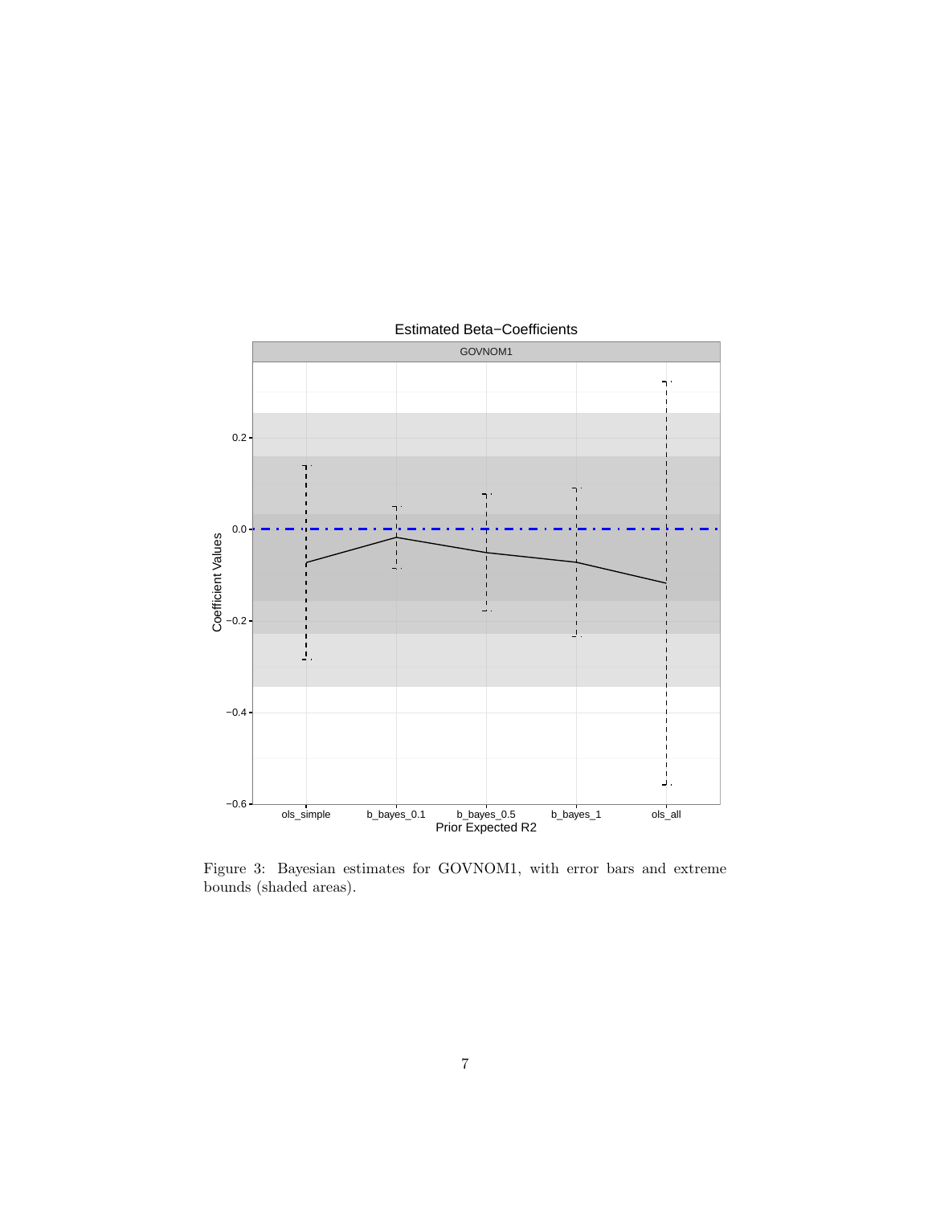Figure 3: Bayesian estimates for GOVNOM1, with error bars and extreme bounds (shaded areas).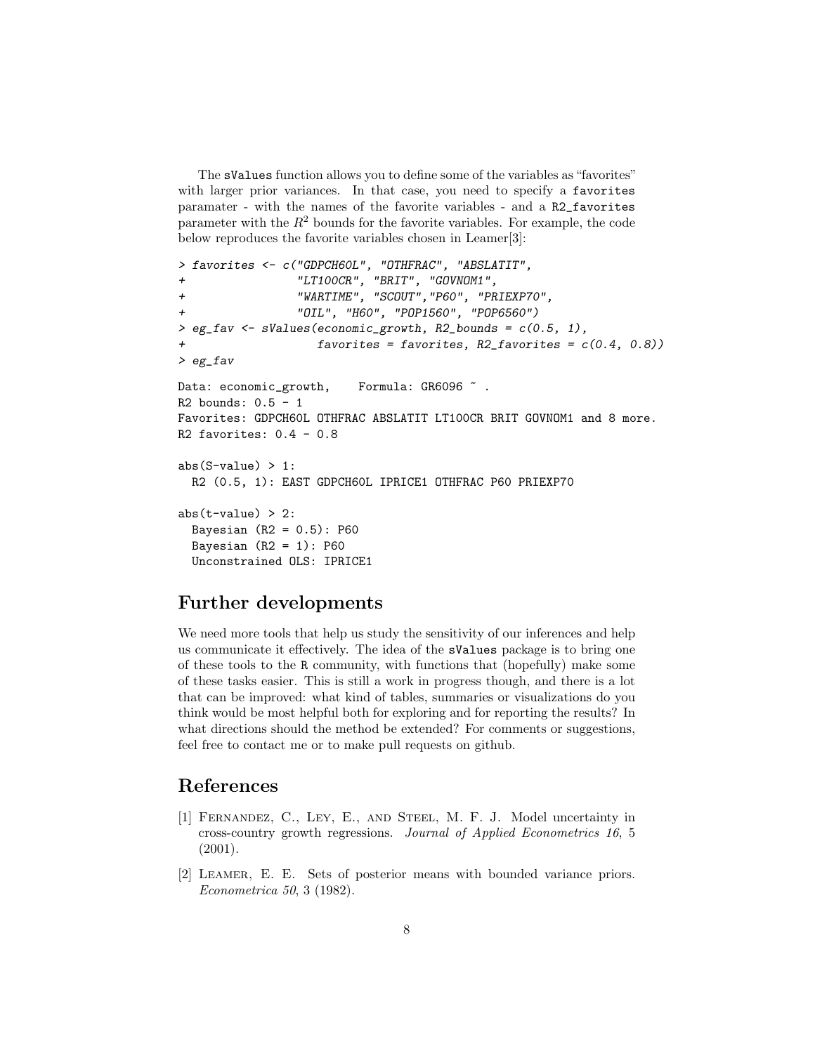The `sValues` function allows you to define some of the variables as "favorites" with larger prior variances. In that case, you need to specify a `favorites` paramater - with the names of the favorite variables - and a `R2_favorites` parameter with the $R^2$ bounds for the favorite variables. For example, the code below reproduces the favorite variables chosen in Leamer[3]:

```
> favorites <- c("GDPCH60L", "OTHFRAC", "ABSLATIT",
+                "LT100CR", "BRIT", "GOVNOM1",
+                "WARTIME", "SCOUT","P60", "PRIEXP70",
+                "OIL", "H60", "POP1560", "POP6560")
> eg_fav <- sValues(economic_growth, R2_bounds = c(0.5, 1),
+                   favorites = favorites, R2_favorites = c(0.4, 0.8))
> eg_fav

Data: economic_growth,    Formula: GR6096 ~ .
R2 bounds: 0.5 - 1
Favorites: GDPCH60L OTHFRAC ABSLATIT LT100CR BRIT GOVNOM1 and 8 more.
R2 favorites: 0.4 - 0.8

abs(S-value) > 1:
  R2 (0.5, 1): EAST GDPCH60L IPRICE1 OTHFRAC P60 PRIEXP70

abs(t-value) > 2:
  Bayesian (R2 = 0.5): P60
  Bayesian (R2 = 1): P60
  Unconstrained OLS: IPRICE1
```

## Further developments

We need more tools that help us study the sensitivity of our inferences and help us communicate it effectively. The idea of the `sValues` package is to bring one of these tools to the `R` community, with functions that (hopefully) make some of these tasks easier. This is still a work in progress though, and there is a lot that can be improved: what kind of tables, summaries or visualizations do you think would be most helpful both for exploring and for reporting the results? In what directions should the method be extended? For comments or suggestions, feel free to contact me or to make pull requests on github.

## References

[1] Fernandez, C., Ley, E., and Steel, M. F. J. Model uncertainty in cross-country growth regressions. *Journal of Applied Econometrics 16*, 5 (2001).

[2] Leamer, E. E. Sets of posterior means with bounded variance priors. *Econometrica 50*, 3 (1982).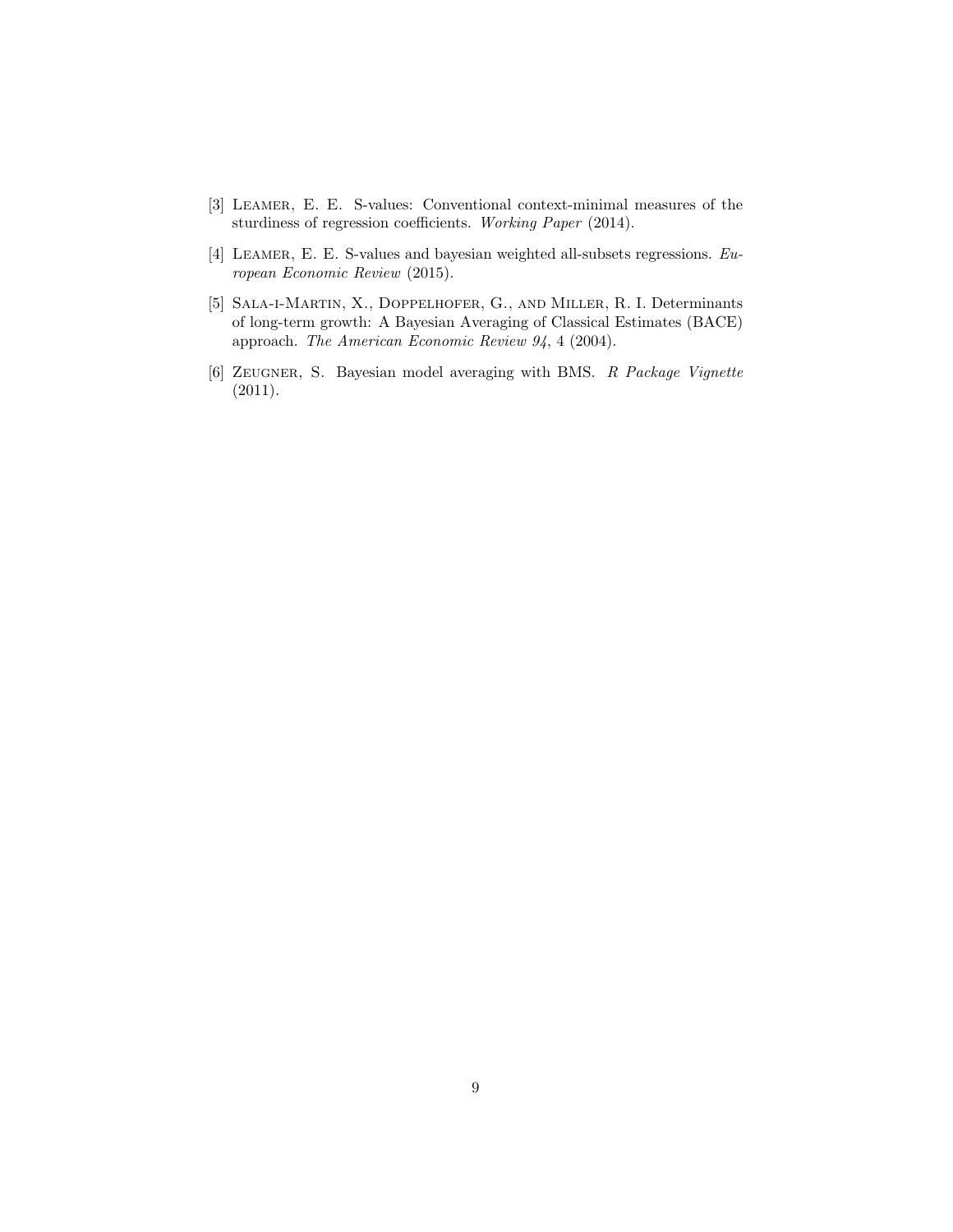[3] Leamer, E. E. S-values: Conventional context-minimal measures of the sturdiness of regression coefficients. *Working Paper* (2014).

[4] Leamer, E. E. S-values and bayesian weighted all-subsets regressions. *European Economic Review* (2015).

[5] Sala-i-Martin, X., Doppelhofer, G., and Miller, R. I. Determinants of long-term growth: A Bayesian Averaging of Classical Estimates (BACE) approach. *The American Economic Review 94*, 4 (2004).

[6] Zeugner, S. Bayesian model averaging with BMS. *R Package Vignette* (2011).